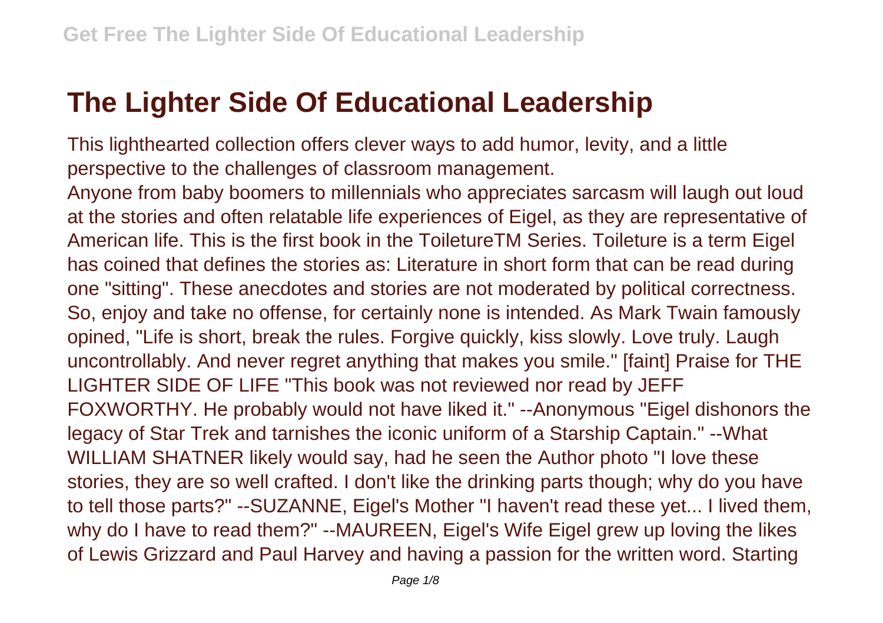# The Lighter Side Of Educational Leadership

This lighthearted collection offers clever ways to add humor, levity, and a little perspective to the challenges of classroom management.

Anyone from baby boomers to millennials who appreciates sarcasm will laugh out loud at the stories and often relatable life experiences of Eigel, as they are representative of American life. This is the first book in the ToiletureTM Series. Toileture is a term Eigel has coined that defines the stories as: Literature in short form that can be read during one "sitting". These anecdotes and stories are not moderated by political correctness. So, enjoy and take no offense, for certainly none is intended. As Mark Twain famously opined, "Life is short, break the rules. Forgive quickly, kiss slowly. Love truly. Laugh uncontrollably. And never regret anything that makes you smile." [faint] Praise for THE LIGHTER SIDE OF LIFE "This book was not reviewed nor read by JEFF FOXWORTHY. He probably would not have liked it." --Anonymous "Eigel dishonors the legacy of Star Trek and tarnishes the iconic uniform of a Starship Captain." --What WILLIAM SHATNER likely would say, had he seen the Author photo "I love these stories, they are so well crafted. I don't like the drinking parts though; why do you have to tell those parts?" --SUZANNE, Eigel's Mother "I haven't read these yet... I lived them, why do I have to read them?" --MAUREEN, Eigel's Wife Eigel grew up loving the likes of Lewis Grizzard and Paul Harvey and having a passion for the written word. Starting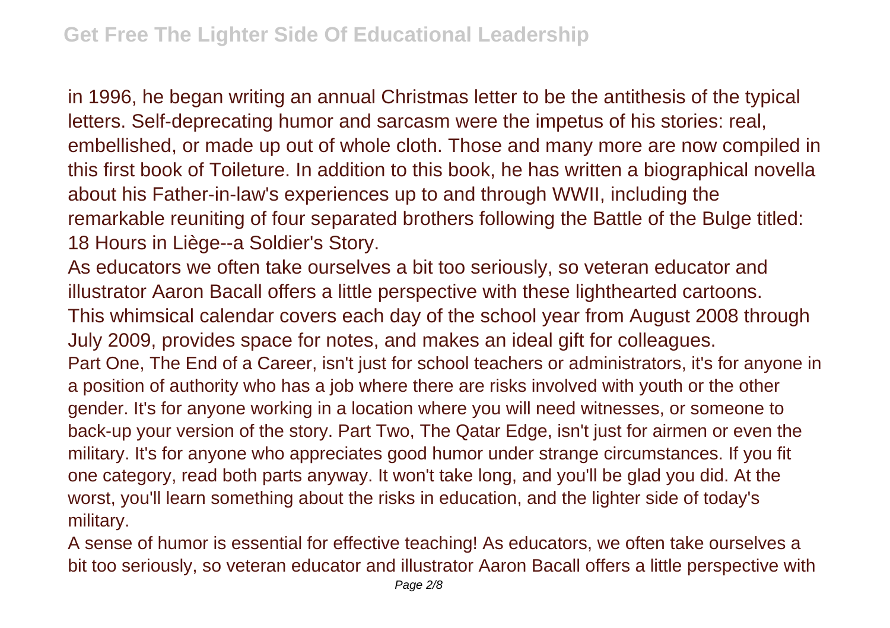in 1996, he began writing an annual Christmas letter to be the antithesis of the typical letters. Self-deprecating humor and sarcasm were the impetus of his stories: real, embellished, or made up out of whole cloth. Those and many more are now compiled in this first book of Toileture. In addition to this book, he has written a biographical novella about his Father-in-law's experiences up to and through WWII, including the remarkable reuniting of four separated brothers following the Battle of the Bulge titled: 18 Hours in Liège--a Soldier's Story.

As educators we often take ourselves a bit too seriously, so veteran educator and illustrator Aaron Bacall offers a little perspective with these lighthearted cartoons. This whimsical calendar covers each day of the school year from August 2008 through July 2009, provides space for notes, and makes an ideal gift for colleagues.

Part One, The End of a Career, isn't just for school teachers or administrators, it's for anyone in a position of authority who has a job where there are risks involved with youth or the other gender. It's for anyone working in a location where you will need witnesses, or someone to back-up your version of the story. Part Two, The Qatar Edge, isn't just for airmen or even the military. It's for anyone who appreciates good humor under strange circumstances. If you fit one category, read both parts anyway. It won't take long, and you'll be glad you did. At the worst, you'll learn something about the risks in education, and the lighter side of today's military.

A sense of humor is essential for effective teaching! As educators, we often take ourselves a bit too seriously, so veteran educator and illustrator Aaron Bacall offers a little perspective with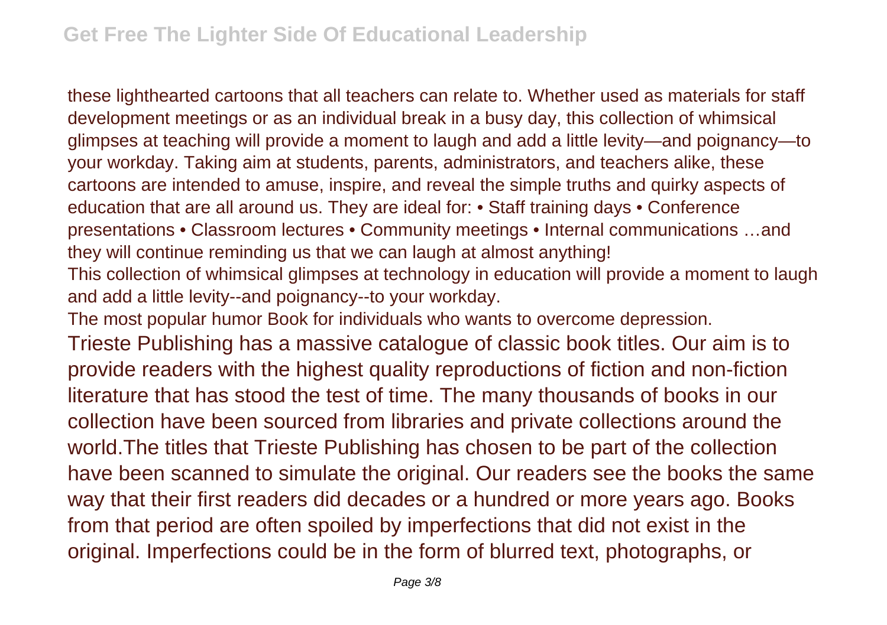these lighthearted cartoons that all teachers can relate to. Whether used as materials for staff development meetings or as an individual break in a busy day, this collection of whimsical glimpses at teaching will provide a moment to laugh and add a little levity—and poignancy—to your workday. Taking aim at students, parents, administrators, and teachers alike, these cartoons are intended to amuse, inspire, and reveal the simple truths and quirky aspects of education that are all around us. They are ideal for: • Staff training days • Conference presentations • Classroom lectures • Community meetings • Internal communications …and they will continue reminding us that we can laugh at almost anything!

This collection of whimsical glimpses at technology in education will provide a moment to laugh and add a little levity--and poignancy--to your workday.

The most popular humor Book for individuals who wants to overcome depression.

Trieste Publishing has a massive catalogue of classic book titles. Our aim is to provide readers with the highest quality reproductions of fiction and non-fiction literature that has stood the test of time. The many thousands of books in our collection have been sourced from libraries and private collections around the world.The titles that Trieste Publishing has chosen to be part of the collection have been scanned to simulate the original. Our readers see the books the same way that their first readers did decades or a hundred or more years ago. Books from that period are often spoiled by imperfections that did not exist in the original. Imperfections could be in the form of blurred text, photographs, or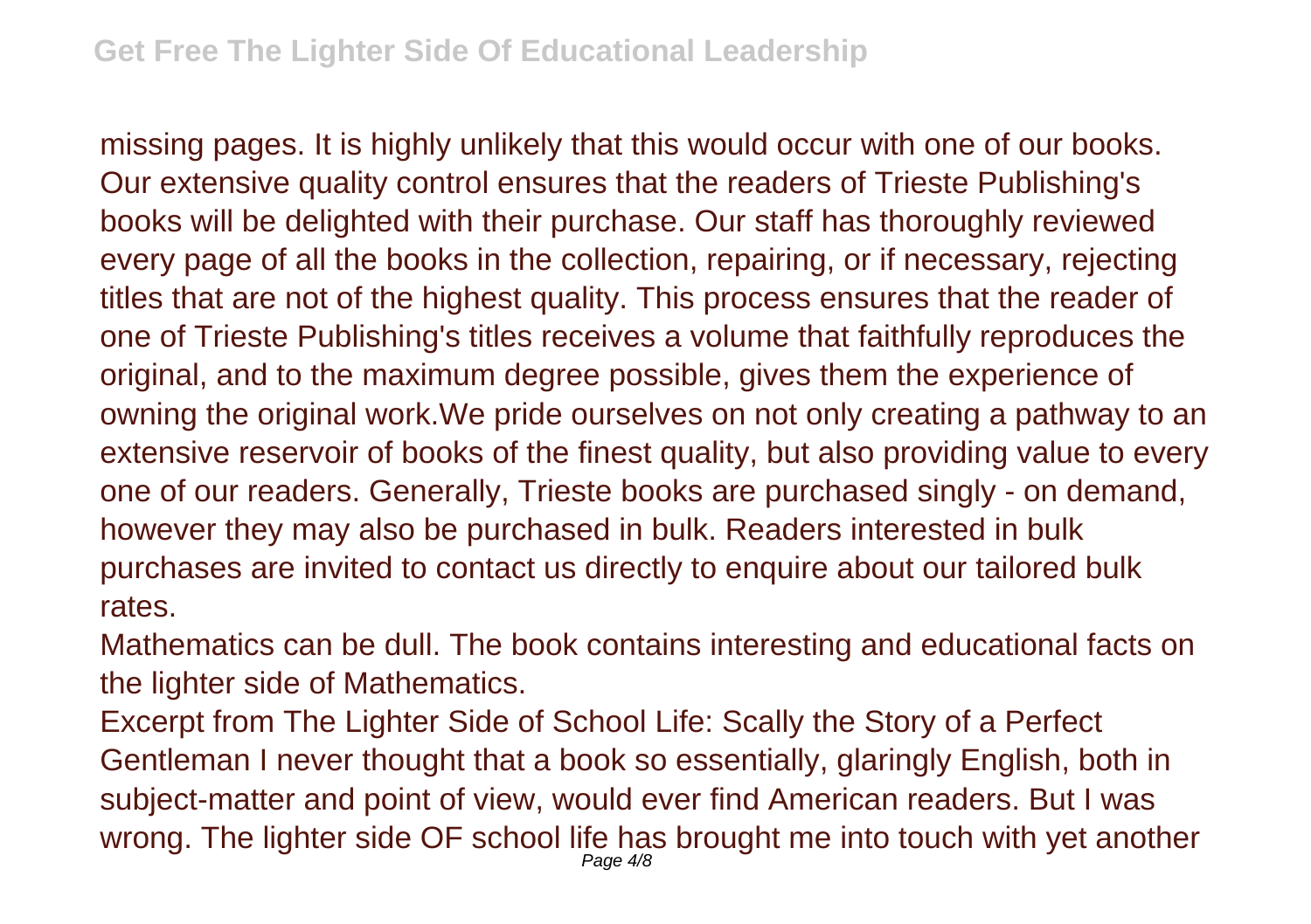missing pages. It is highly unlikely that this would occur with one of our books. Our extensive quality control ensures that the readers of Trieste Publishing's books will be delighted with their purchase. Our staff has thoroughly reviewed every page of all the books in the collection, repairing, or if necessary, rejecting titles that are not of the highest quality. This process ensures that the reader of one of Trieste Publishing's titles receives a volume that faithfully reproduces the original, and to the maximum degree possible, gives them the experience of owning the original work.We pride ourselves on not only creating a pathway to an extensive reservoir of books of the finest quality, but also providing value to every one of our readers. Generally, Trieste books are purchased singly - on demand, however they may also be purchased in bulk. Readers interested in bulk purchases are invited to contact us directly to enquire about our tailored bulk rates.

Mathematics can be dull. The book contains interesting and educational facts on the lighter side of Mathematics.

Excerpt from The Lighter Side of School Life: Scally the Story of a Perfect Gentleman I never thought that a book so essentially, glaringly English, both in subject-matter and point of view, would ever find American readers. But I was wrong. The lighter side OF school life has brought me into touch with yet another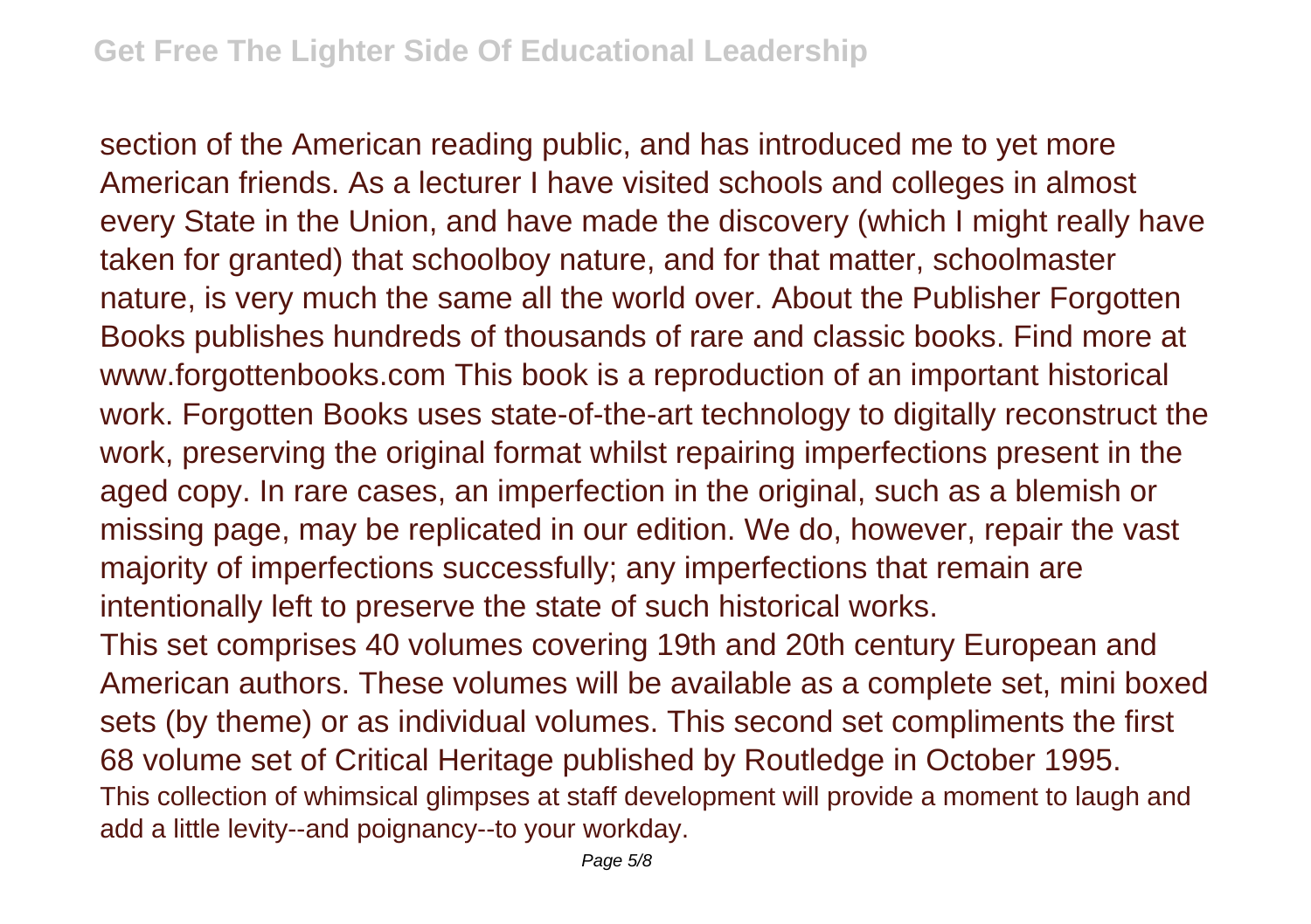section of the American reading public, and has introduced me to yet more American friends. As a lecturer I have visited schools and colleges in almost every State in the Union, and have made the discovery (which I might really have taken for granted) that schoolboy nature, and for that matter, schoolmaster nature, is very much the same all the world over. About the Publisher Forgotten Books publishes hundreds of thousands of rare and classic books. Find more at www.forgottenbooks.com This book is a reproduction of an important historical work. Forgotten Books uses state-of-the-art technology to digitally reconstruct the work, preserving the original format whilst repairing imperfections present in the aged copy. In rare cases, an imperfection in the original, such as a blemish or missing page, may be replicated in our edition. We do, however, repair the vast majority of imperfections successfully; any imperfections that remain are intentionally left to preserve the state of such historical works.

This set comprises 40 volumes covering 19th and 20th century European and American authors. These volumes will be available as a complete set, mini boxed sets (by theme) or as individual volumes. This second set compliments the first 68 volume set of Critical Heritage published by Routledge in October 1995.

This collection of whimsical glimpses at staff development will provide a moment to laugh and add a little levity--and poignancy--to your workday.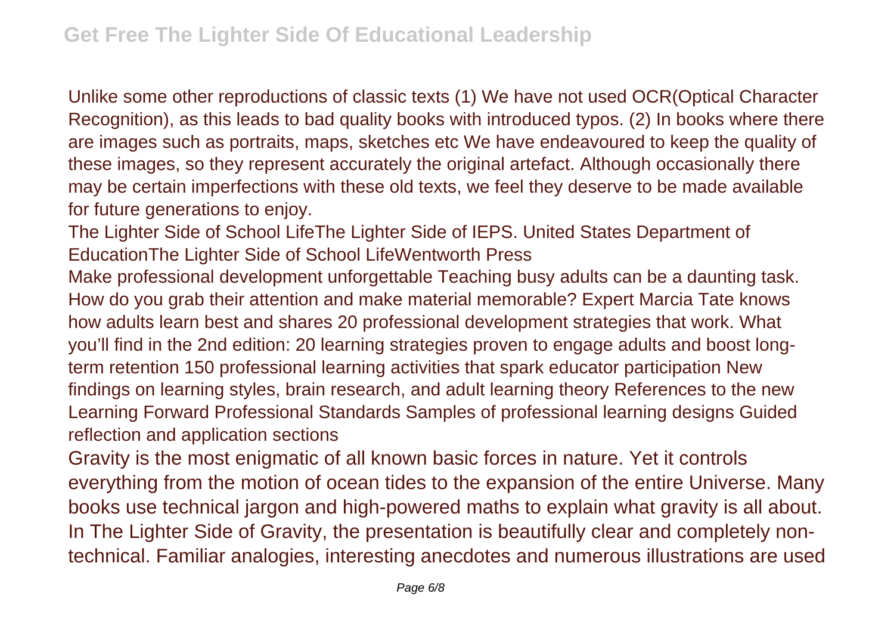Unlike some other reproductions of classic texts (1) We have not used OCR(Optical Character Recognition), as this leads to bad quality books with introduced typos. (2) In books where there are images such as portraits, maps, sketches etc We have endeavoured to keep the quality of these images, so they represent accurately the original artefact. Although occasionally there may be certain imperfections with these old texts, we feel they deserve to be made available for future generations to enjoy.

The Lighter Side of School LifeThe Lighter Side of IEPS. United States Department of EducationThe Lighter Side of School LifeWentworth Press

Make professional development unforgettable Teaching busy adults can be a daunting task. How do you grab their attention and make material memorable? Expert Marcia Tate knows how adults learn best and shares 20 professional development strategies that work. What you'll find in the 2nd edition: 20 learning strategies proven to engage adults and boost long-term retention 150 professional learning activities that spark educator participation New findings on learning styles, brain research, and adult learning theory References to the new Learning Forward Professional Standards Samples of professional learning designs Guided reflection and application sections

Gravity is the most enigmatic of all known basic forces in nature. Yet it controls everything from the motion of ocean tides to the expansion of the entire Universe. Many books use technical jargon and high-powered maths to explain what gravity is all about. In The Lighter Side of Gravity, the presentation is beautifully clear and completely non-technical. Familiar analogies, interesting anecdotes and numerous illustrations are used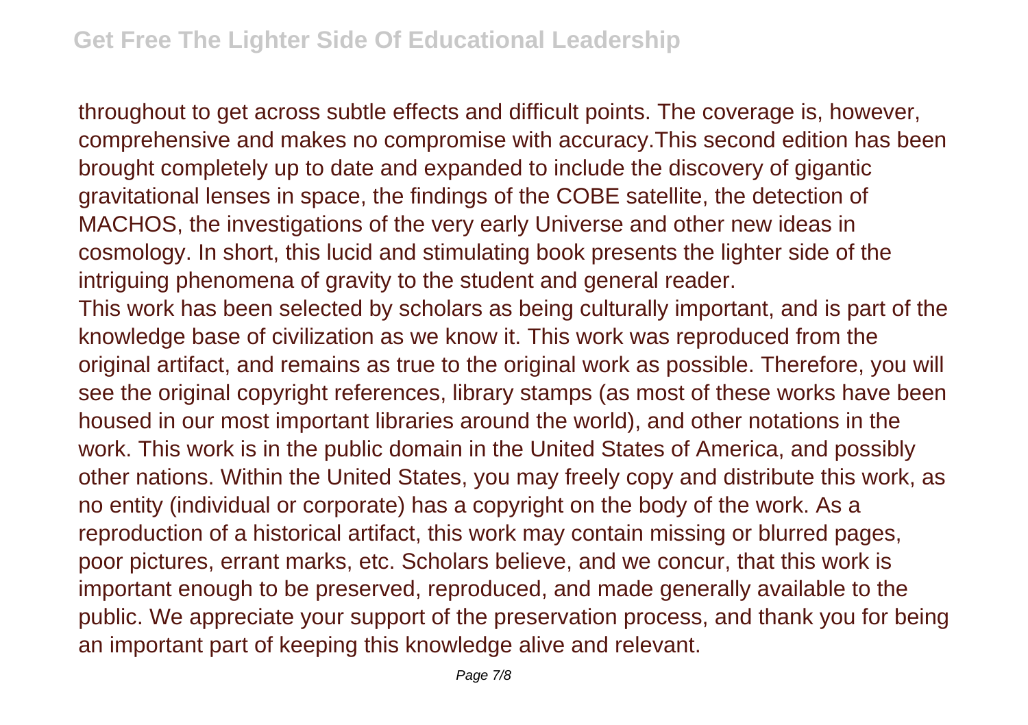throughout to get across subtle effects and difficult points. The coverage is, however, comprehensive and makes no compromise with accuracy.This second edition has been brought completely up to date and expanded to include the discovery of gigantic gravitational lenses in space, the findings of the COBE satellite, the detection of MACHOS, the investigations of the very early Universe and other new ideas in cosmology. In short, this lucid and stimulating book presents the lighter side of the intriguing phenomena of gravity to the student and general reader.

This work has been selected by scholars as being culturally important, and is part of the knowledge base of civilization as we know it. This work was reproduced from the original artifact, and remains as true to the original work as possible. Therefore, you will see the original copyright references, library stamps (as most of these works have been housed in our most important libraries around the world), and other notations in the work. This work is in the public domain in the United States of America, and possibly other nations. Within the United States, you may freely copy and distribute this work, as no entity (individual or corporate) has a copyright on the body of the work. As a reproduction of a historical artifact, this work may contain missing or blurred pages, poor pictures, errant marks, etc. Scholars believe, and we concur, that this work is important enough to be preserved, reproduced, and made generally available to the public. We appreciate your support of the preservation process, and thank you for being an important part of keeping this knowledge alive and relevant.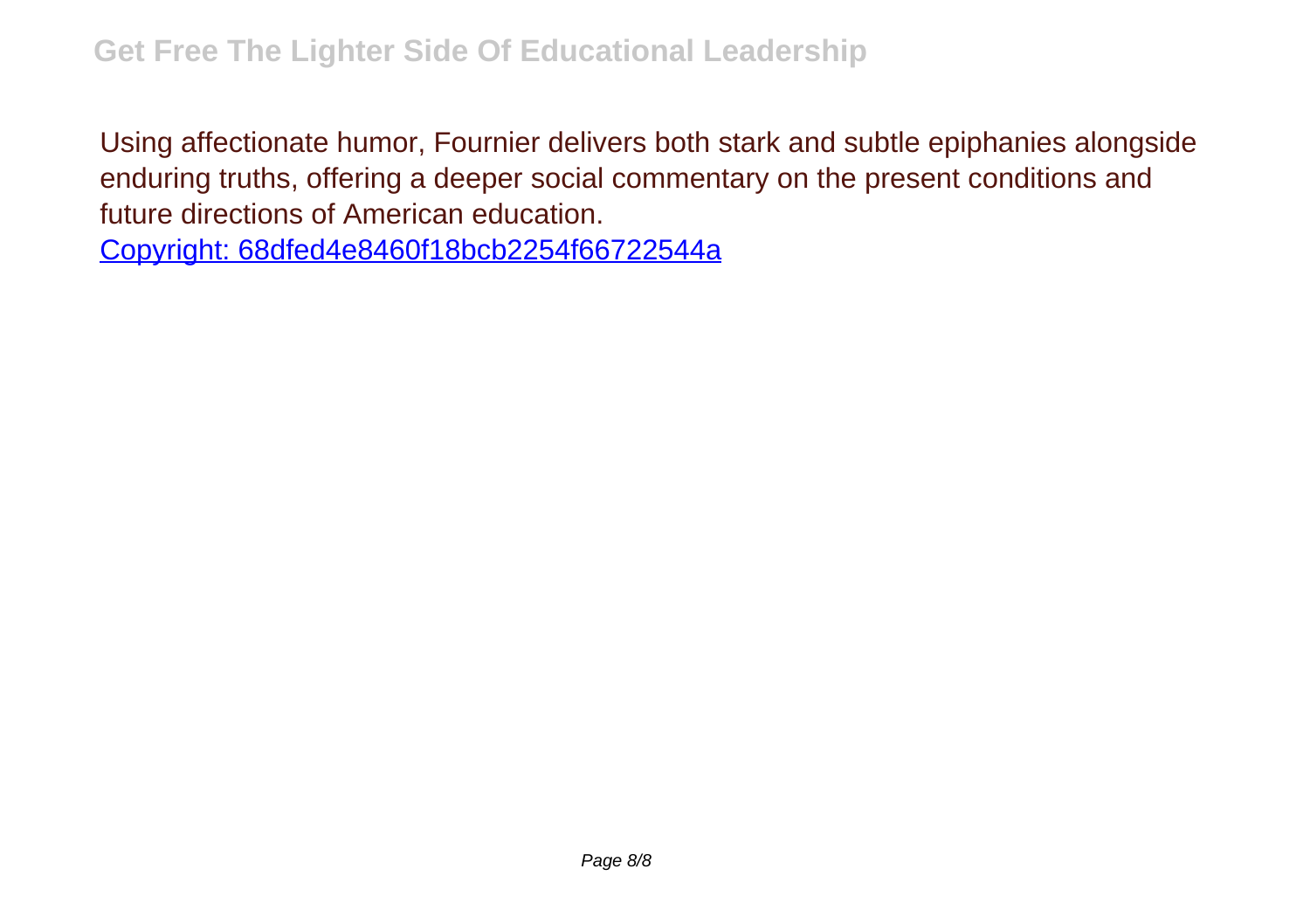Using affectionate humor, Fournier delivers both stark and subtle epiphanies alongside enduring truths, offering a deeper social commentary on the present conditions and future directions of American education.

Copyright: 68dfed4e8460f18bcb2254f66722544a